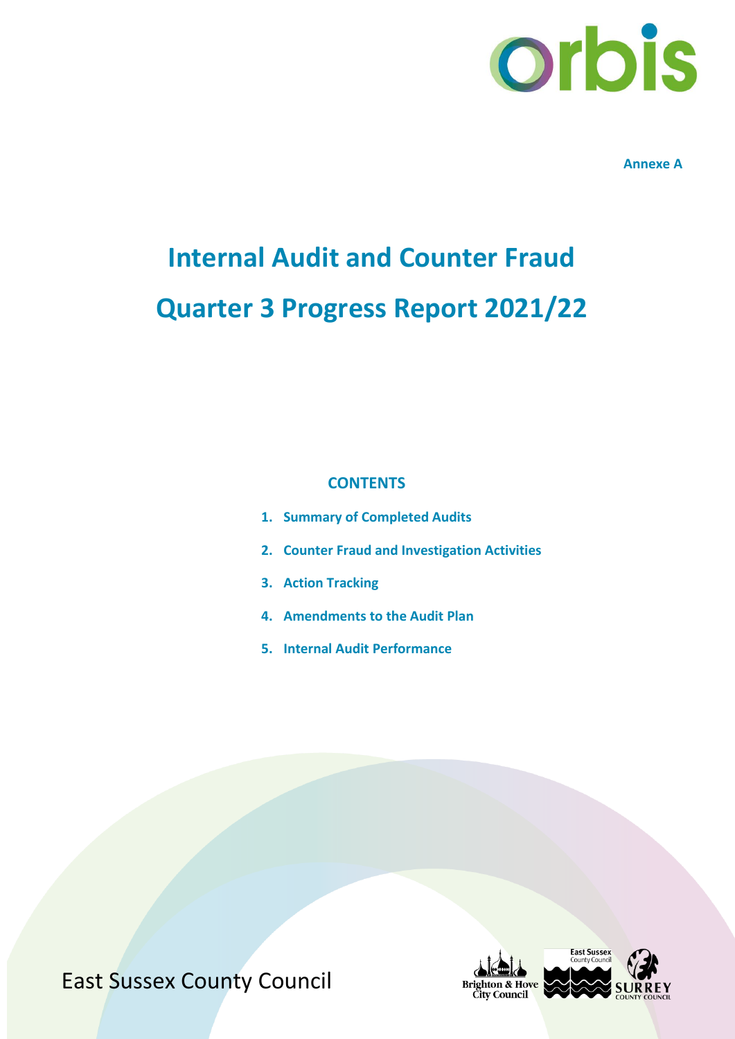Annexe A

# Internal Audit and Counter Fraud

# Quarter 3 Progress Report 2021/22

## CONTENTS

1. **Summary of Completed Audits**
2. **Counter Fraud and Investigation Activities**
3. **Action Tracking**
4. **Amendments to the Audit Plan**
5. **Internal Audit Performance**

East Sussex County Council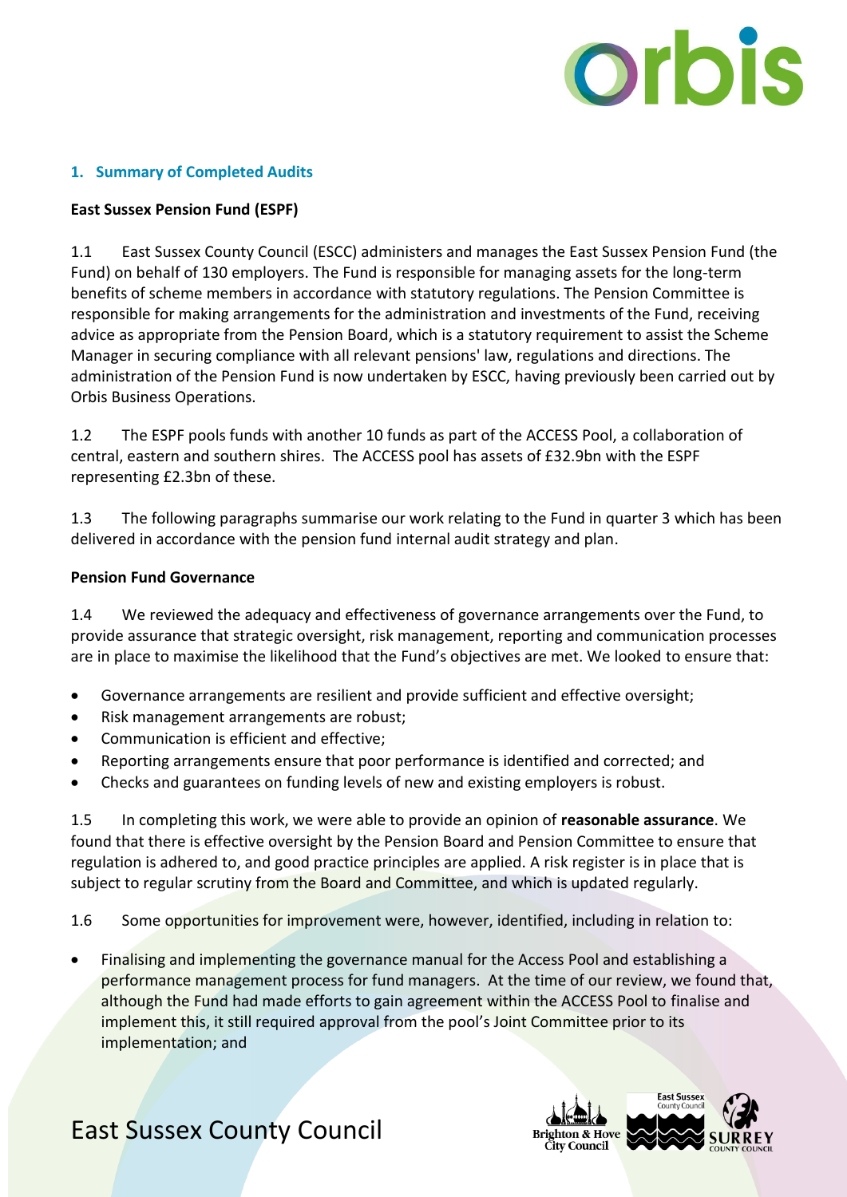## 1. Summary of Completed Audits

**East Sussex Pension Fund (ESPF)**

1.1 East Sussex County Council (ESCC) administers and manages the East Sussex Pension Fund (the Fund) on behalf of 130 employers. The Fund is responsible for managing assets for the long-term benefits of scheme members in accordance with statutory regulations. The Pension Committee is responsible for making arrangements for the administration and investments of the Fund, receiving advice as appropriate from the Pension Board, which is a statutory requirement to assist the Scheme Manager in securing compliance with all relevant pensions' law, regulations and directions. The administration of the Pension Fund is now undertaken by ESCC, having previously been carried out by Orbis Business Operations.

1.2 The ESPF pools funds with another 10 funds as part of the ACCESS Pool, a collaboration of central, eastern and southern shires. The ACCESS pool has assets of £32.9bn with the ESPF representing £2.3bn of these.

1.3 The following paragraphs summarise our work relating to the Fund in quarter 3 which has been delivered in accordance with the pension fund internal audit strategy and plan.

**Pension Fund Governance**

1.4 We reviewed the adequacy and effectiveness of governance arrangements over the Fund, to provide assurance that strategic oversight, risk management, reporting and communication processes are in place to maximise the likelihood that the Fund's objectives are met. We looked to ensure that:

- Governance arrangements are resilient and provide sufficient and effective oversight;
- Risk management arrangements are robust;
- Communication is efficient and effective;
- Reporting arrangements ensure that poor performance is identified and corrected; and
- Checks and guarantees on funding levels of new and existing employers is robust.

1.5 In completing this work, we were able to provide an opinion of **reasonable assurance**. We found that there is effective oversight by the Pension Board and Pension Committee to ensure that regulation is adhered to, and good practice principles are applied. A risk register is in place that is subject to regular scrutiny from the Board and Committee, and which is updated regularly.

1.6 Some opportunities for improvement were, however, identified, including in relation to:

- Finalising and implementing the governance manual for the Access Pool and establishing a performance management process for fund managers. At the time of our review, we found that, although the Fund had made efforts to gain agreement within the ACCESS Pool to finalise and implement this, it still required approval from the pool's Joint Committee prior to its implementation; and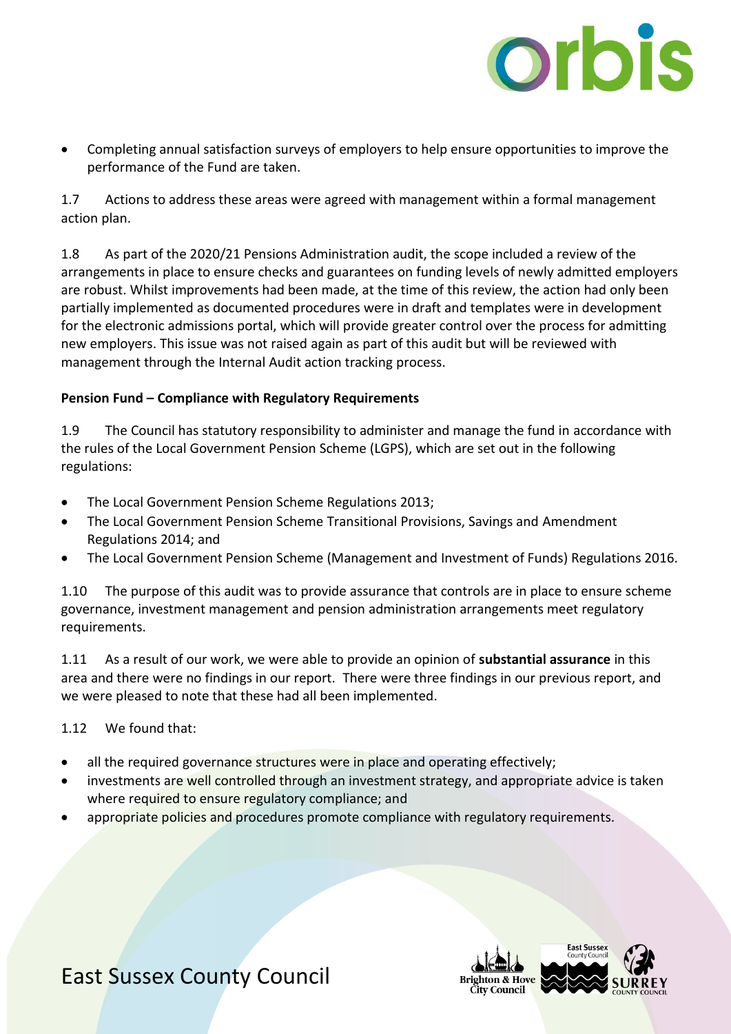- Completing annual satisfaction surveys of employers to help ensure opportunities to improve the performance of the Fund are taken.

1.7 Actions to address these areas were agreed with management within a formal management action plan.

1.8 As part of the 2020/21 Pensions Administration audit, the scope included a review of the arrangements in place to ensure checks and guarantees on funding levels of newly admitted employers are robust. Whilst improvements had been made, at the time of this review, the action had only been partially implemented as documented procedures were in draft and templates were in development for the electronic admissions portal, which will provide greater control over the process for admitting new employers. This issue was not raised again as part of this audit but will be reviewed with management through the Internal Audit action tracking process.

**Pension Fund – Compliance with Regulatory Requirements**

1.9 The Council has statutory responsibility to administer and manage the fund in accordance with the rules of the Local Government Pension Scheme (LGPS), which are set out in the following regulations:

- The Local Government Pension Scheme Regulations 2013;
- The Local Government Pension Scheme Transitional Provisions, Savings and Amendment Regulations 2014; and
- The Local Government Pension Scheme (Management and Investment of Funds) Regulations 2016.

1.10 The purpose of this audit was to provide assurance that controls are in place to ensure scheme governance, investment management and pension administration arrangements meet regulatory requirements.

1.11 As a result of our work, we were able to provide an opinion of **substantial assurance** in this area and there were no findings in our report. There were three findings in our previous report, and we were pleased to note that these had all been implemented.

1.12 We found that:

- all the required governance structures were in place and operating effectively;
- investments are well controlled through an investment strategy, and appropriate advice is taken where required to ensure regulatory compliance; and
- appropriate policies and procedures promote compliance with regulatory requirements.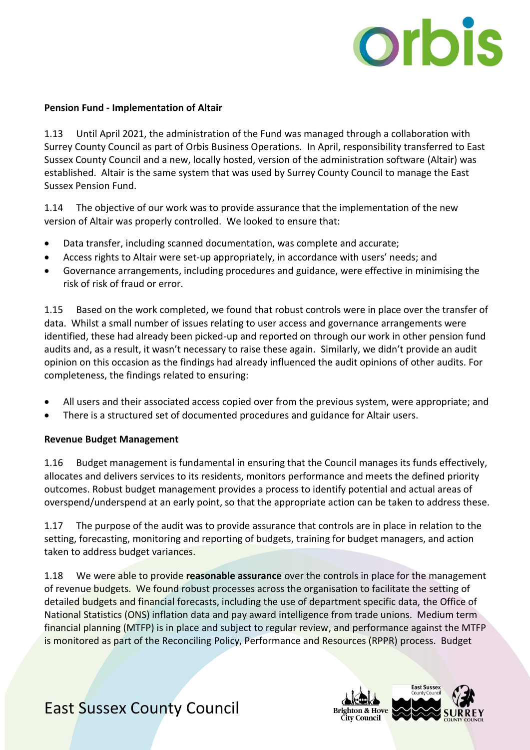**Pension Fund - Implementation of Altair**

1.13 Until April 2021, the administration of the Fund was managed through a collaboration with Surrey County Council as part of Orbis Business Operations. In April, responsibility transferred to East Sussex County Council and a new, locally hosted, version of the administration software (Altair) was established. Altair is the same system that was used by Surrey County Council to manage the East Sussex Pension Fund.

1.14 The objective of our work was to provide assurance that the implementation of the new version of Altair was properly controlled. We looked to ensure that:

- Data transfer, including scanned documentation, was complete and accurate;
- Access rights to Altair were set-up appropriately, in accordance with users' needs; and
- Governance arrangements, including procedures and guidance, were effective in minimising the risk of risk of fraud or error.

1.15 Based on the work completed, we found that robust controls were in place over the transfer of data. Whilst a small number of issues relating to user access and governance arrangements were identified, these had already been picked-up and reported on through our work in other pension fund audits and, as a result, it wasn't necessary to raise these again. Similarly, we didn't provide an audit opinion on this occasion as the findings had already influenced the audit opinions of other audits. For completeness, the findings related to ensuring:

- All users and their associated access copied over from the previous system, were appropriate; and
- There is a structured set of documented procedures and guidance for Altair users.

**Revenue Budget Management**

1.16 Budget management is fundamental in ensuring that the Council manages its funds effectively, allocates and delivers services to its residents, monitors performance and meets the defined priority outcomes. Robust budget management provides a process to identify potential and actual areas of overspend/underspend at an early point, so that the appropriate action can be taken to address these.

1.17 The purpose of the audit was to provide assurance that controls are in place in relation to the setting, forecasting, monitoring and reporting of budgets, training for budget managers, and action taken to address budget variances.

1.18 We were able to provide **reasonable assurance** over the controls in place for the management of revenue budgets. We found robust processes across the organisation to facilitate the setting of detailed budgets and financial forecasts, including the use of department specific data, the Office of National Statistics (ONS) inflation data and pay award intelligence from trade unions. Medium term financial planning (MTFP) is in place and subject to regular review, and performance against the MTFP is monitored as part of the Reconciling Policy, Performance and Resources (RPPR) process. Budget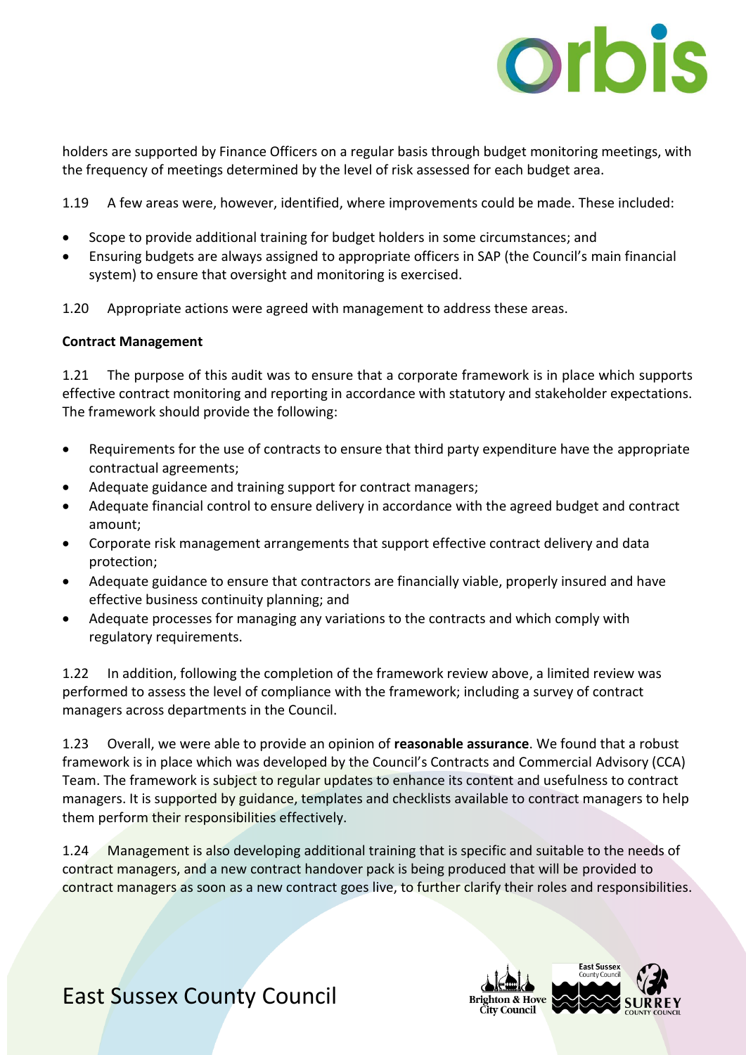holders are supported by Finance Officers on a regular basis through budget monitoring meetings, with the frequency of meetings determined by the level of risk assessed for each budget area.

1.19 A few areas were, however, identified, where improvements could be made. These included:

- Scope to provide additional training for budget holders in some circumstances; and
- Ensuring budgets are always assigned to appropriate officers in SAP (the Council's main financial system) to ensure that oversight and monitoring is exercised.

1.20 Appropriate actions were agreed with management to address these areas.

**Contract Management**

1.21 The purpose of this audit was to ensure that a corporate framework is in place which supports effective contract monitoring and reporting in accordance with statutory and stakeholder expectations. The framework should provide the following:

- Requirements for the use of contracts to ensure that third party expenditure have the appropriate contractual agreements;
- Adequate guidance and training support for contract managers;
- Adequate financial control to ensure delivery in accordance with the agreed budget and contract amount;
- Corporate risk management arrangements that support effective contract delivery and data protection;
- Adequate guidance to ensure that contractors are financially viable, properly insured and have effective business continuity planning; and
- Adequate processes for managing any variations to the contracts and which comply with regulatory requirements.

1.22 In addition, following the completion of the framework review above, a limited review was performed to assess the level of compliance with the framework; including a survey of contract managers across departments in the Council.

1.23 Overall, we were able to provide an opinion of **reasonable assurance**. We found that a robust framework is in place which was developed by the Council's Contracts and Commercial Advisory (CCA) Team. The framework is subject to regular updates to enhance its content and usefulness to contract managers. It is supported by guidance, templates and checklists available to contract managers to help them perform their responsibilities effectively.

1.24 Management is also developing additional training that is specific and suitable to the needs of contract managers, and a new contract handover pack is being produced that will be provided to contract managers as soon as a new contract goes live, to further clarify their roles and responsibilities.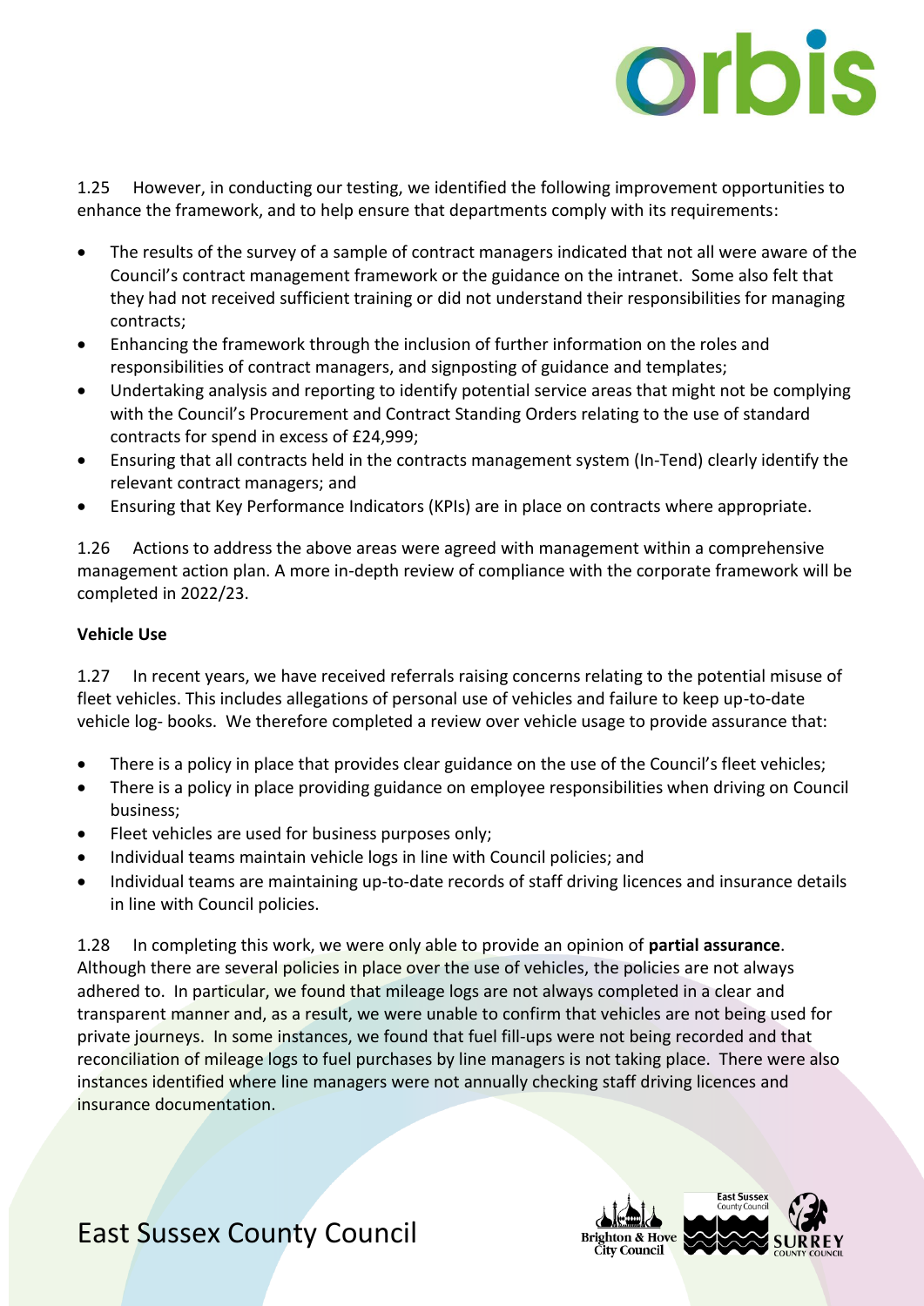1.25 However, in conducting our testing, we identified the following improvement opportunities to enhance the framework, and to help ensure that departments comply with its requirements:

- The results of the survey of a sample of contract managers indicated that not all were aware of the Council's contract management framework or the guidance on the intranet. Some also felt that they had not received sufficient training or did not understand their responsibilities for managing contracts;
- Enhancing the framework through the inclusion of further information on the roles and responsibilities of contract managers, and signposting of guidance and templates;
- Undertaking analysis and reporting to identify potential service areas that might not be complying with the Council's Procurement and Contract Standing Orders relating to the use of standard contracts for spend in excess of £24,999;
- Ensuring that all contracts held in the contracts management system (In-Tend) clearly identify the relevant contract managers; and
- Ensuring that Key Performance Indicators (KPIs) are in place on contracts where appropriate.

1.26 Actions to address the above areas were agreed with management within a comprehensive management action plan. A more in-depth review of compliance with the corporate framework will be completed in 2022/23.

**Vehicle Use**

1.27 In recent years, we have received referrals raising concerns relating to the potential misuse of fleet vehicles. This includes allegations of personal use of vehicles and failure to keep up-to-date vehicle log- books. We therefore completed a review over vehicle usage to provide assurance that:

- There is a policy in place that provides clear guidance on the use of the Council's fleet vehicles;
- There is a policy in place providing guidance on employee responsibilities when driving on Council business;
- Fleet vehicles are used for business purposes only;
- Individual teams maintain vehicle logs in line with Council policies; and
- Individual teams are maintaining up-to-date records of staff driving licences and insurance details in line with Council policies.

1.28 In completing this work, we were only able to provide an opinion of **partial assurance**. Although there are several policies in place over the use of vehicles, the policies are not always adhered to. In particular, we found that mileage logs are not always completed in a clear and transparent manner and, as a result, we were unable to confirm that vehicles are not being used for private journeys. In some instances, we found that fuel fill-ups were not being recorded and that reconciliation of mileage logs to fuel purchases by line managers is not taking place. There were also instances identified where line managers were not annually checking staff driving licences and insurance documentation.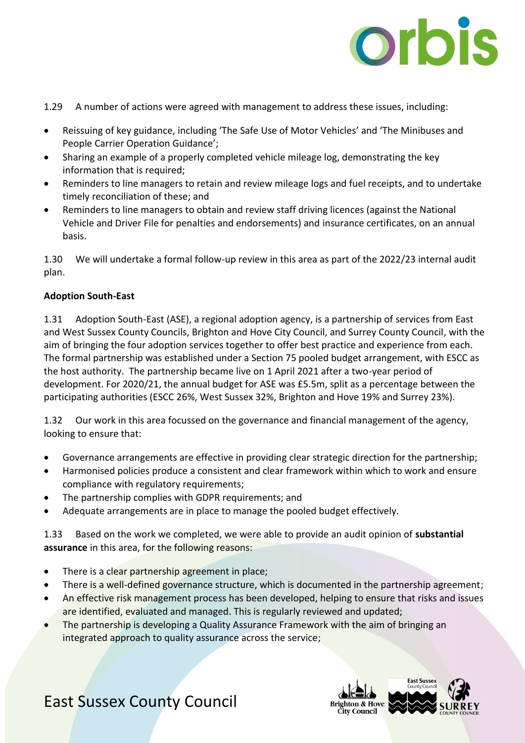1.29 A number of actions were agreed with management to address these issues, including:

- Reissuing of key guidance, including 'The Safe Use of Motor Vehicles' and 'The Minibuses and People Carrier Operation Guidance';
- Sharing an example of a properly completed vehicle mileage log, demonstrating the key information that is required;
- Reminders to line managers to retain and review mileage logs and fuel receipts, and to undertake timely reconciliation of these; and
- Reminders to line managers to obtain and review staff driving licences (against the National Vehicle and Driver File for penalties and endorsements) and insurance certificates, on an annual basis.

1.30 We will undertake a formal follow-up review in this area as part of the 2022/23 internal audit plan.

**Adoption South-East**

1.31 Adoption South-East (ASE), a regional adoption agency, is a partnership of services from East and West Sussex County Councils, Brighton and Hove City Council, and Surrey County Council, with the aim of bringing the four adoption services together to offer best practice and experience from each. The formal partnership was established under a Section 75 pooled budget arrangement, with ESCC as the host authority. The partnership became live on 1 April 2021 after a two-year period of development. For 2020/21, the annual budget for ASE was £5.5m, split as a percentage between the participating authorities (ESCC 26%, West Sussex 32%, Brighton and Hove 19% and Surrey 23%).

1.32 Our work in this area focussed on the governance and financial management of the agency, looking to ensure that:

- Governance arrangements are effective in providing clear strategic direction for the partnership;
- Harmonised policies produce a consistent and clear framework within which to work and ensure compliance with regulatory requirements;
- The partnership complies with GDPR requirements; and
- Adequate arrangements are in place to manage the pooled budget effectively.

1.33 Based on the work we completed, we were able to provide an audit opinion of **substantial assurance** in this area, for the following reasons:

- There is a clear partnership agreement in place;
- There is a well-defined governance structure, which is documented in the partnership agreement;
- An effective risk management process has been developed, helping to ensure that risks and issues are identified, evaluated and managed. This is regularly reviewed and updated;
- The partnership is developing a Quality Assurance Framework with the aim of bringing an integrated approach to quality assurance across the service;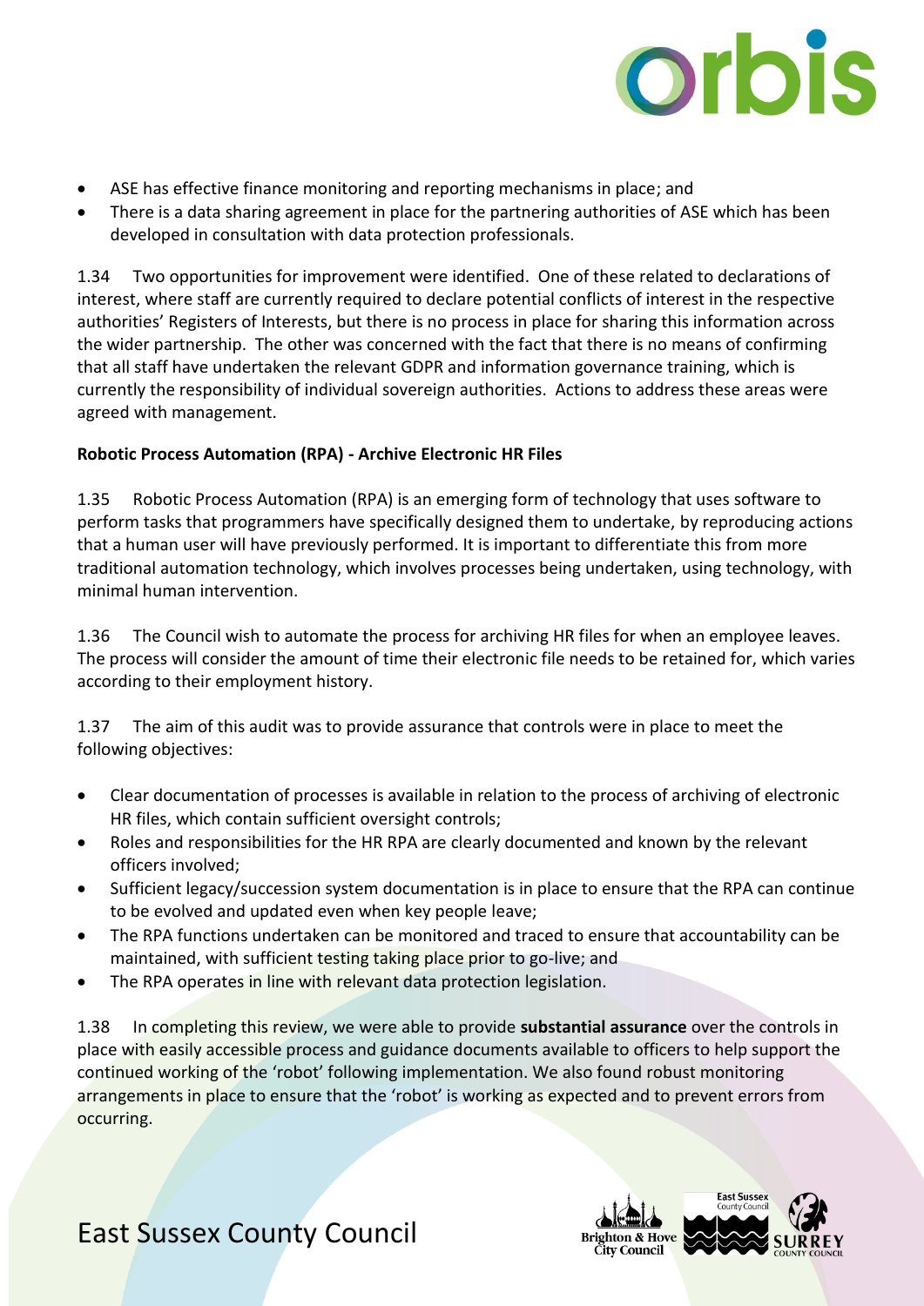- ASE has effective finance monitoring and reporting mechanisms in place; and
- There is a data sharing agreement in place for the partnering authorities of ASE which has been developed in consultation with data protection professionals.

1.34 Two opportunities for improvement were identified. One of these related to declarations of interest, where staff are currently required to declare potential conflicts of interest in the respective authorities' Registers of Interests, but there is no process in place for sharing this information across the wider partnership. The other was concerned with the fact that there is no means of confirming that all staff have undertaken the relevant GDPR and information governance training, which is currently the responsibility of individual sovereign authorities. Actions to address these areas were agreed with management.

**Robotic Process Automation (RPA) - Archive Electronic HR Files**

1.35 Robotic Process Automation (RPA) is an emerging form of technology that uses software to perform tasks that programmers have specifically designed them to undertake, by reproducing actions that a human user will have previously performed. It is important to differentiate this from more traditional automation technology, which involves processes being undertaken, using technology, with minimal human intervention.

1.36 The Council wish to automate the process for archiving HR files for when an employee leaves. The process will consider the amount of time their electronic file needs to be retained for, which varies according to their employment history.

1.37 The aim of this audit was to provide assurance that controls were in place to meet the following objectives:

- Clear documentation of processes is available in relation to the process of archiving of electronic HR files, which contain sufficient oversight controls;
- Roles and responsibilities for the HR RPA are clearly documented and known by the relevant officers involved;
- Sufficient legacy/succession system documentation is in place to ensure that the RPA can continue to be evolved and updated even when key people leave;
- The RPA functions undertaken can be monitored and traced to ensure that accountability can be maintained, with sufficient testing taking place prior to go-live; and
- The RPA operates in line with relevant data protection legislation.

1.38 In completing this review, we were able to provide **substantial assurance** over the controls in place with easily accessible process and guidance documents available to officers to help support the continued working of the 'robot' following implementation. We also found robust monitoring arrangements in place to ensure that the 'robot' is working as expected and to prevent errors from occurring.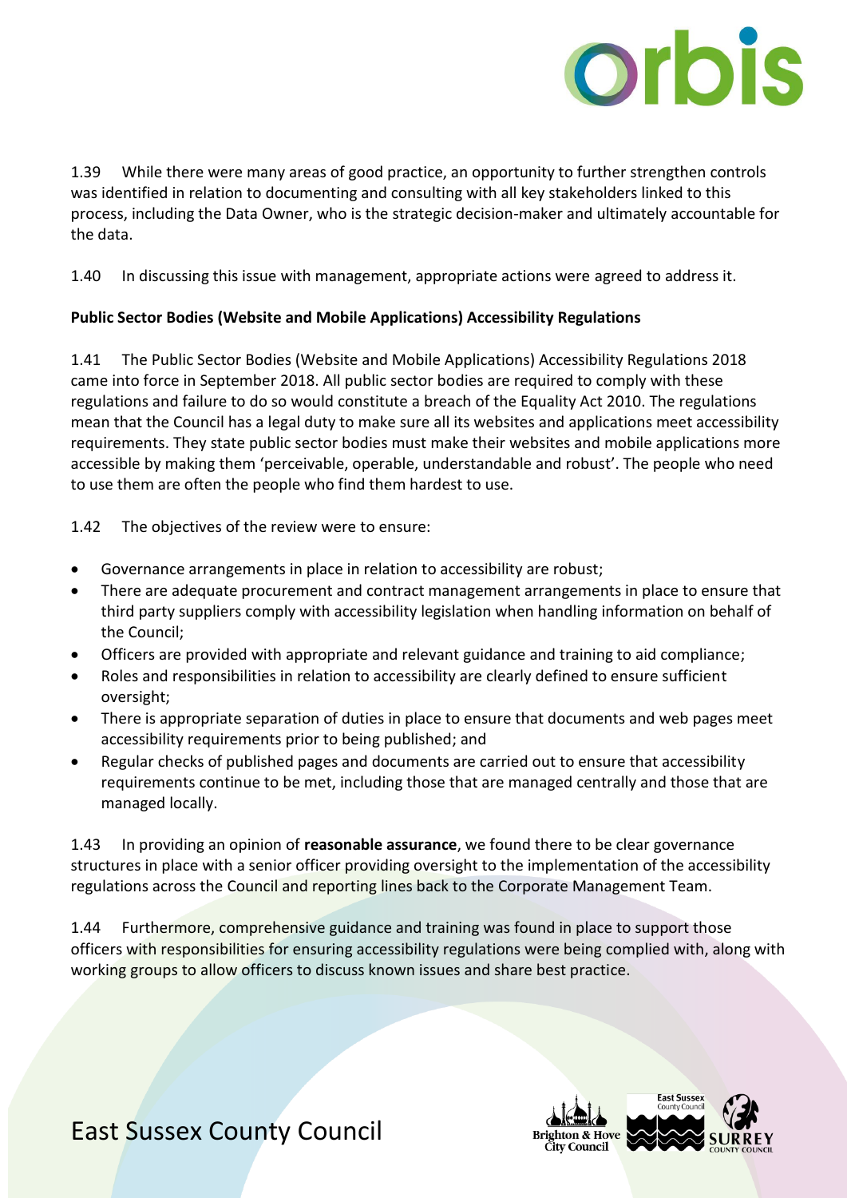1.39 While there were many areas of good practice, an opportunity to further strengthen controls was identified in relation to documenting and consulting with all key stakeholders linked to this process, including the Data Owner, who is the strategic decision-maker and ultimately accountable for the data.

1.40 In discussing this issue with management, appropriate actions were agreed to address it.

**Public Sector Bodies (Website and Mobile Applications) Accessibility Regulations**

1.41 The Public Sector Bodies (Website and Mobile Applications) Accessibility Regulations 2018 came into force in September 2018. All public sector bodies are required to comply with these regulations and failure to do so would constitute a breach of the Equality Act 2010. The regulations mean that the Council has a legal duty to make sure all its websites and applications meet accessibility requirements. They state public sector bodies must make their websites and mobile applications more accessible by making them 'perceivable, operable, understandable and robust'. The people who need to use them are often the people who find them hardest to use.

1.42 The objectives of the review were to ensure:

- Governance arrangements in place in relation to accessibility are robust;
- There are adequate procurement and contract management arrangements in place to ensure that third party suppliers comply with accessibility legislation when handling information on behalf of the Council;
- Officers are provided with appropriate and relevant guidance and training to aid compliance;
- Roles and responsibilities in relation to accessibility are clearly defined to ensure sufficient oversight;
- There is appropriate separation of duties in place to ensure that documents and web pages meet accessibility requirements prior to being published; and
- Regular checks of published pages and documents are carried out to ensure that accessibility requirements continue to be met, including those that are managed centrally and those that are managed locally.

1.43 In providing an opinion of **reasonable assurance**, we found there to be clear governance structures in place with a senior officer providing oversight to the implementation of the accessibility regulations across the Council and reporting lines back to the Corporate Management Team.

1.44 Furthermore, comprehensive guidance and training was found in place to support those officers with responsibilities for ensuring accessibility regulations were being complied with, along with working groups to allow officers to discuss known issues and share best practice.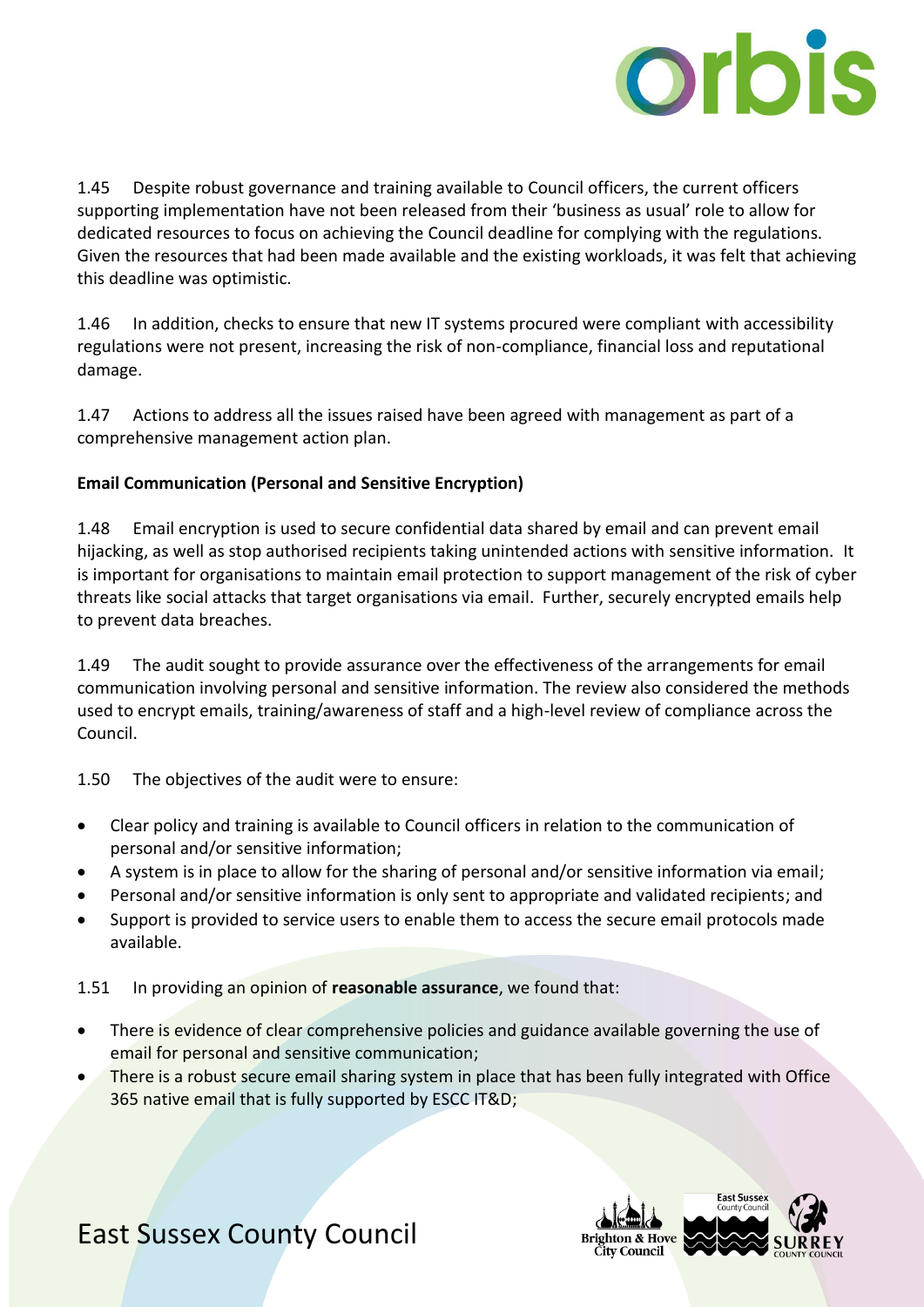1.45 Despite robust governance and training available to Council officers, the current officers supporting implementation have not been released from their 'business as usual' role to allow for dedicated resources to focus on achieving the Council deadline for complying with the regulations. Given the resources that had been made available and the existing workloads, it was felt that achieving this deadline was optimistic.

1.46 In addition, checks to ensure that new IT systems procured were compliant with accessibility regulations were not present, increasing the risk of non-compliance, financial loss and reputational damage.

1.47 Actions to address all the issues raised have been agreed with management as part of a comprehensive management action plan.

**Email Communication (Personal and Sensitive Encryption)**

1.48 Email encryption is used to secure confidential data shared by email and can prevent email hijacking, as well as stop authorised recipients taking unintended actions with sensitive information. It is important for organisations to maintain email protection to support management of the risk of cyber threats like social attacks that target organisations via email. Further, securely encrypted emails help to prevent data breaches.

1.49 The audit sought to provide assurance over the effectiveness of the arrangements for email communication involving personal and sensitive information. The review also considered the methods used to encrypt emails, training/awareness of staff and a high-level review of compliance across the Council.

1.50 The objectives of the audit were to ensure:

- Clear policy and training is available to Council officers in relation to the communication of personal and/or sensitive information;
- A system is in place to allow for the sharing of personal and/or sensitive information via email;
- Personal and/or sensitive information is only sent to appropriate and validated recipients; and
- Support is provided to service users to enable them to access the secure email protocols made available.

1.51 In providing an opinion of **reasonable assurance**, we found that:

- There is evidence of clear comprehensive policies and guidance available governing the use of email for personal and sensitive communication;
- There is a robust secure email sharing system in place that has been fully integrated with Office 365 native email that is fully supported by ESCC IT&D;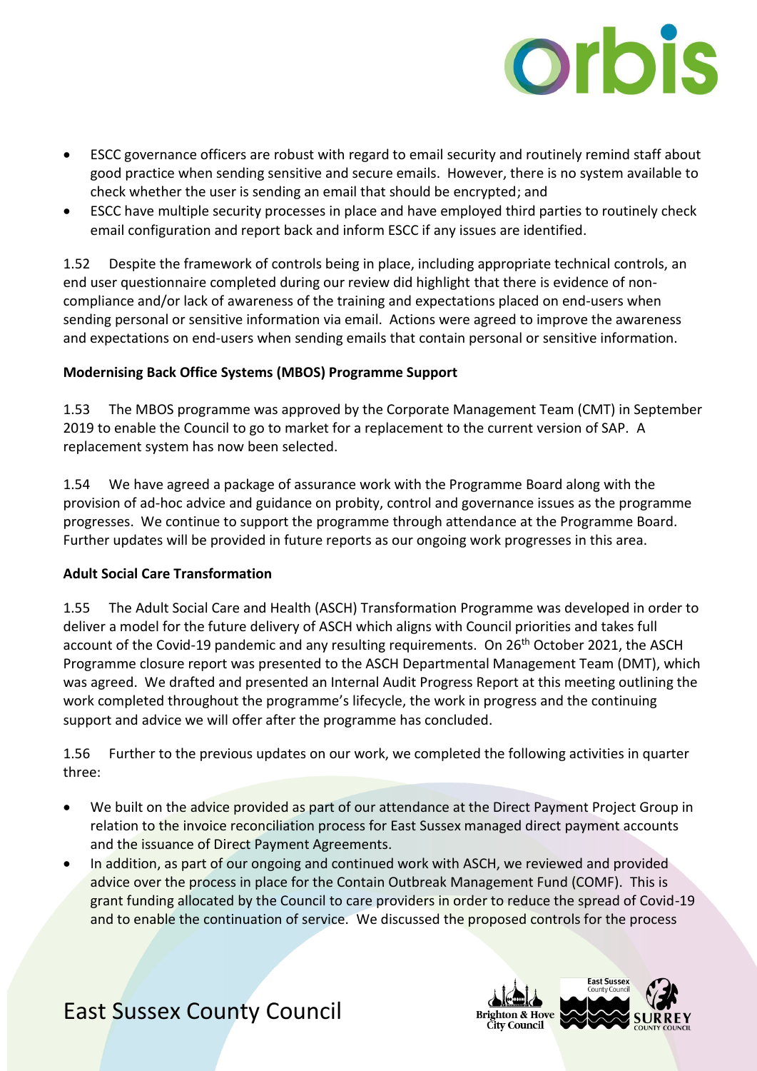- ESCC governance officers are robust with regard to email security and routinely remind staff about good practice when sending sensitive and secure emails. However, there is no system available to check whether the user is sending an email that should be encrypted; and
- ESCC have multiple security processes in place and have employed third parties to routinely check email configuration and report back and inform ESCC if any issues are identified.

1.52 Despite the framework of controls being in place, including appropriate technical controls, an end user questionnaire completed during our review did highlight that there is evidence of non-compliance and/or lack of awareness of the training and expectations placed on end-users when sending personal or sensitive information via email. Actions were agreed to improve the awareness and expectations on end-users when sending emails that contain personal or sensitive information.

**Modernising Back Office Systems (MBOS) Programme Support**

1.53 The MBOS programme was approved by the Corporate Management Team (CMT) in September 2019 to enable the Council to go to market for a replacement to the current version of SAP. A replacement system has now been selected.

1.54 We have agreed a package of assurance work with the Programme Board along with the provision of ad-hoc advice and guidance on probity, control and governance issues as the programme progresses. We continue to support the programme through attendance at the Programme Board. Further updates will be provided in future reports as our ongoing work progresses in this area.

**Adult Social Care Transformation**

1.55 The Adult Social Care and Health (ASCH) Transformation Programme was developed in order to deliver a model for the future delivery of ASCH which aligns with Council priorities and takes full account of the Covid-19 pandemic and any resulting requirements. On 26th October 2021, the ASCH Programme closure report was presented to the ASCH Departmental Management Team (DMT), which was agreed. We drafted and presented an Internal Audit Progress Report at this meeting outlining the work completed throughout the programme's lifecycle, the work in progress and the continuing support and advice we will offer after the programme has concluded.

1.56 Further to the previous updates on our work, we completed the following activities in quarter three:

- We built on the advice provided as part of our attendance at the Direct Payment Project Group in relation to the invoice reconciliation process for East Sussex managed direct payment accounts and the issuance of Direct Payment Agreements.
- In addition, as part of our ongoing and continued work with ASCH, we reviewed and provided advice over the process in place for the Contain Outbreak Management Fund (COMF). This is grant funding allocated by the Council to care providers in order to reduce the spread of Covid-19 and to enable the continuation of service. We discussed the proposed controls for the process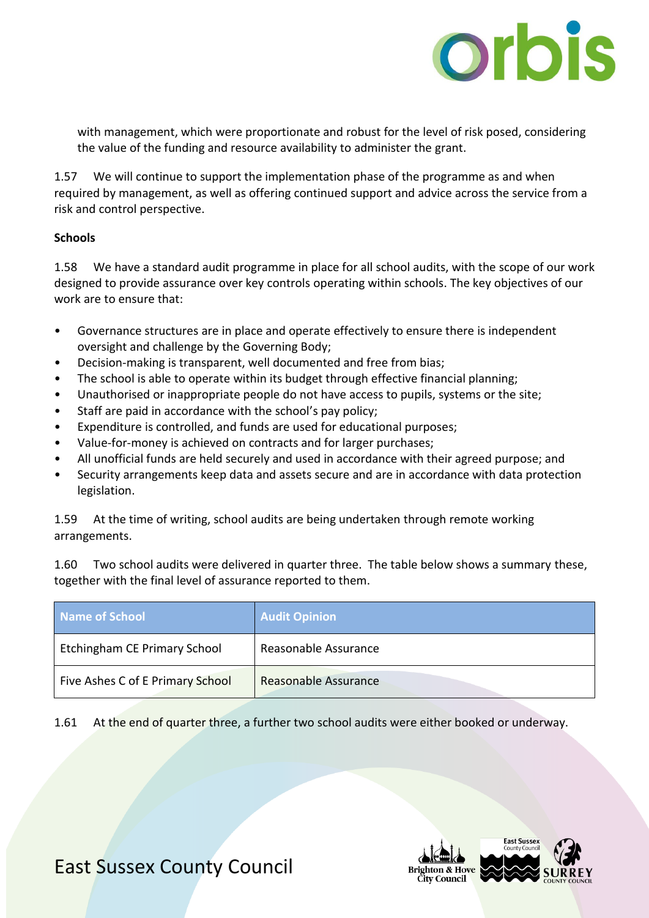with management, which were proportionate and robust for the level of risk posed, considering the value of the funding and resource availability to administer the grant.

1.57 We will continue to support the implementation phase of the programme as and when required by management, as well as offering continued support and advice across the service from a risk and control perspective.

**Schools**

1.58 We have a standard audit programme in place for all school audits, with the scope of our work designed to provide assurance over key controls operating within schools. The key objectives of our work are to ensure that:

- Governance structures are in place and operate effectively to ensure there is independent oversight and challenge by the Governing Body;
- Decision-making is transparent, well documented and free from bias;
- The school is able to operate within its budget through effective financial planning;
- Unauthorised or inappropriate people do not have access to pupils, systems or the site;
- Staff are paid in accordance with the school's pay policy;
- Expenditure is controlled, and funds are used for educational purposes;
- Value-for-money is achieved on contracts and for larger purchases;
- All unofficial funds are held securely and used in accordance with their agreed purpose; and
- Security arrangements keep data and assets secure and are in accordance with data protection legislation.

1.59 At the time of writing, school audits are being undertaken through remote working arrangements.

1.60 Two school audits were delivered in quarter three. The table below shows a summary these, together with the final level of assurance reported to them.

| Name of School | Audit Opinion |
| --- | --- |
| Etchingham CE Primary School | Reasonable Assurance |
| Five Ashes C of E Primary School | Reasonable Assurance |

1.61 At the end of quarter three, a further two school audits were either booked or underway.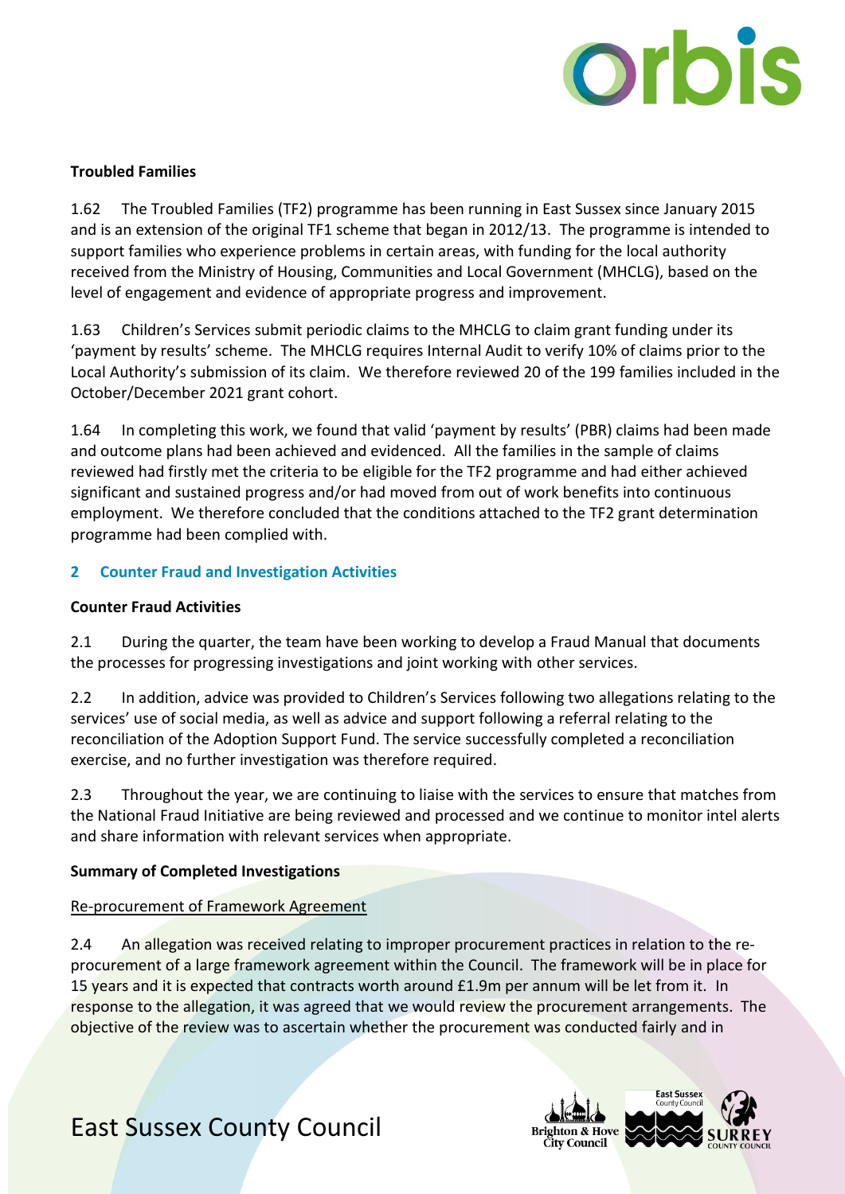**Troubled Families**

1.62 The Troubled Families (TF2) programme has been running in East Sussex since January 2015 and is an extension of the original TF1 scheme that began in 2012/13. The programme is intended to support families who experience problems in certain areas, with funding for the local authority received from the Ministry of Housing, Communities and Local Government (MHCLG), based on the level of engagement and evidence of appropriate progress and improvement.

1.63 Children's Services submit periodic claims to the MHCLG to claim grant funding under its 'payment by results' scheme. The MHCLG requires Internal Audit to verify 10% of claims prior to the Local Authority's submission of its claim. We therefore reviewed 20 of the 199 families included in the October/December 2021 grant cohort.

1.64 In completing this work, we found that valid 'payment by results' (PBR) claims had been made and outcome plans had been achieved and evidenced. All the families in the sample of claims reviewed had firstly met the criteria to be eligible for the TF2 programme and had either achieved significant and sustained progress and/or had moved from out of work benefits into continuous employment. We therefore concluded that the conditions attached to the TF2 grant determination programme had been complied with.

## 2 Counter Fraud and Investigation Activities

**Counter Fraud Activities**

2.1 During the quarter, the team have been working to develop a Fraud Manual that documents the processes for progressing investigations and joint working with other services.

2.2 In addition, advice was provided to Children's Services following two allegations relating to the services' use of social media, as well as advice and support following a referral relating to the reconciliation of the Adoption Support Fund. The service successfully completed a reconciliation exercise, and no further investigation was therefore required.

2.3 Throughout the year, we are continuing to liaise with the services to ensure that matches from the National Fraud Initiative are being reviewed and processed and we continue to monitor intel alerts and share information with relevant services when appropriate.

**Summary of Completed Investigations**

Re-procurement of Framework Agreement

2.4 An allegation was received relating to improper procurement practices in relation to the re-procurement of a large framework agreement within the Council. The framework will be in place for 15 years and it is expected that contracts worth around £1.9m per annum will be let from it. In response to the allegation, it was agreed that we would review the procurement arrangements. The objective of the review was to ascertain whether the procurement was conducted fairly and in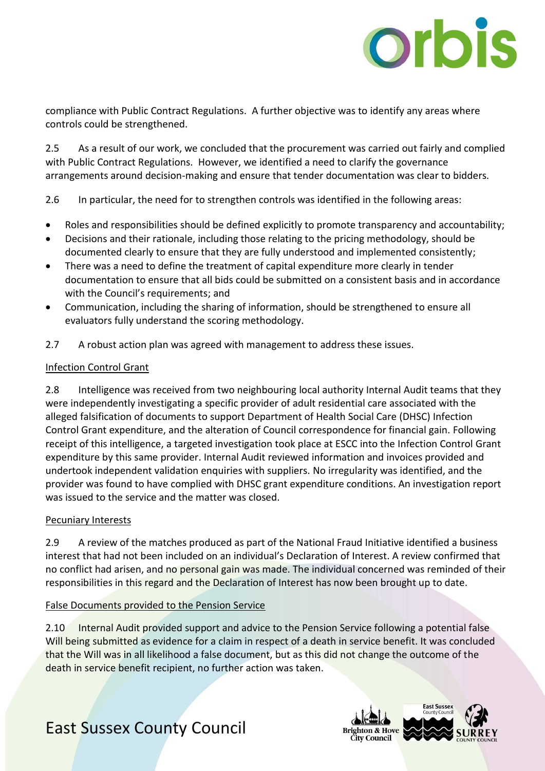compliance with Public Contract Regulations. A further objective was to identify any areas where controls could be strengthened.

2.5 As a result of our work, we concluded that the procurement was carried out fairly and complied with Public Contract Regulations. However, we identified a need to clarify the governance arrangements around decision-making and ensure that tender documentation was clear to bidders.

2.6 In particular, the need for to strengthen controls was identified in the following areas:

- Roles and responsibilities should be defined explicitly to promote transparency and accountability;
- Decisions and their rationale, including those relating to the pricing methodology, should be documented clearly to ensure that they are fully understood and implemented consistently;
- There was a need to define the treatment of capital expenditure more clearly in tender documentation to ensure that all bids could be submitted on a consistent basis and in accordance with the Council's requirements; and
- Communication, including the sharing of information, should be strengthened to ensure all evaluators fully understand the scoring methodology.

2.7 A robust action plan was agreed with management to address these issues.

Infection Control Grant

2.8 Intelligence was received from two neighbouring local authority Internal Audit teams that they were independently investigating a specific provider of adult residential care associated with the alleged falsification of documents to support Department of Health Social Care (DHSC) Infection Control Grant expenditure, and the alteration of Council correspondence for financial gain. Following receipt of this intelligence, a targeted investigation took place at ESCC into the Infection Control Grant expenditure by this same provider. Internal Audit reviewed information and invoices provided and undertook independent validation enquiries with suppliers. No irregularity was identified, and the provider was found to have complied with DHSC grant expenditure conditions. An investigation report was issued to the service and the matter was closed.

Pecuniary Interests

2.9 A review of the matches produced as part of the National Fraud Initiative identified a business interest that had not been included on an individual's Declaration of Interest. A review confirmed that no conflict had arisen, and no personal gain was made. The individual concerned was reminded of their responsibilities in this regard and the Declaration of Interest has now been brought up to date.

False Documents provided to the Pension Service

2.10 Internal Audit provided support and advice to the Pension Service following a potential false Will being submitted as evidence for a claim in respect of a death in service benefit. It was concluded that the Will was in all likelihood a false document, but as this did not change the outcome of the death in service benefit recipient, no further action was taken.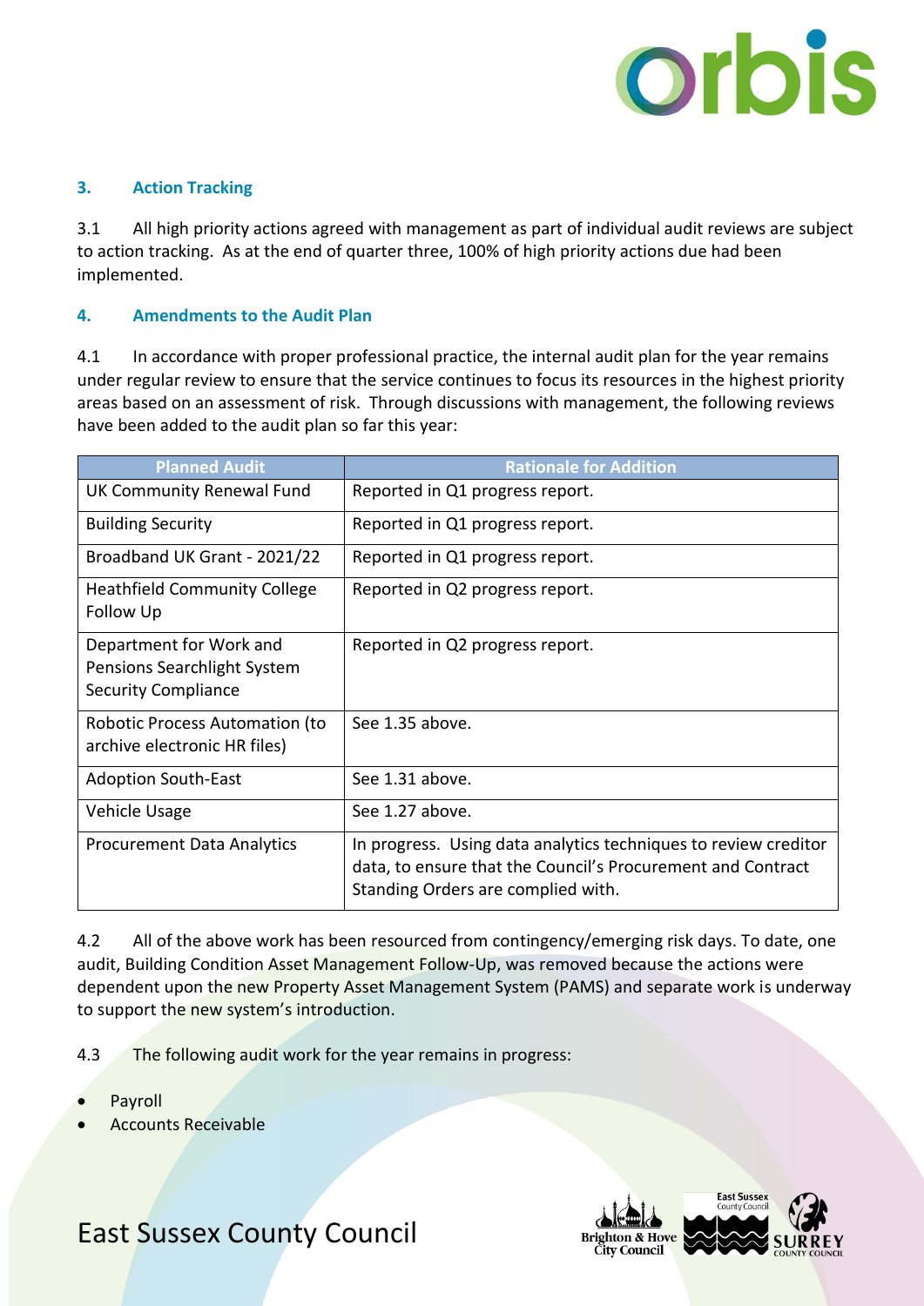### 3. Action Tracking

3.1 All high priority actions agreed with management as part of individual audit reviews are subject to action tracking. As at the end of quarter three, 100% of high priority actions due had been implemented.

### 4. Amendments to the Audit Plan

4.1 In accordance with proper professional practice, the internal audit plan for the year remains under regular review to ensure that the service continues to focus its resources in the highest priority areas based on an assessment of risk. Through discussions with management, the following reviews have been added to the audit plan so far this year:

| Planned Audit | Rationale for Addition |
|---|---|
| UK Community Renewal Fund | Reported in Q1 progress report. |
| Building Security | Reported in Q1 progress report. |
| Broadband UK Grant - 2021/22 | Reported in Q1 progress report. |
| Heathfield Community College Follow Up | Reported in Q2 progress report. |
| Department for Work and Pensions Searchlight System Security Compliance | Reported in Q2 progress report. |
| Robotic Process Automation (to archive electronic HR files) | See 1.35 above. |
| Adoption South-East | See 1.31 above. |
| Vehicle Usage | See 1.27 above. |
| Procurement Data Analytics | In progress. Using data analytics techniques to review creditor data, to ensure that the Council's Procurement and Contract Standing Orders are complied with. |

4.2 All of the above work has been resourced from contingency/emerging risk days. To date, one audit, Building Condition Asset Management Follow-Up, was removed because the actions were dependent upon the new Property Asset Management System (PAMS) and separate work is underway to support the new system's introduction.

4.3 The following audit work for the year remains in progress:

- Payroll
- Accounts Receivable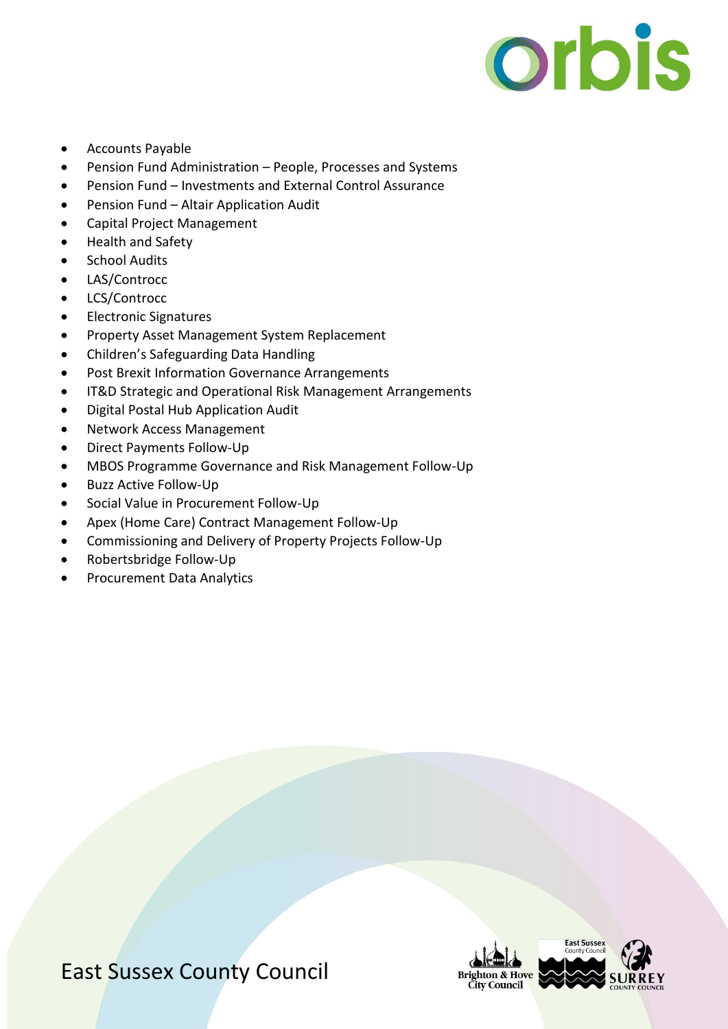- Accounts Payable
- Pension Fund Administration – People, Processes and Systems
- Pension Fund – Investments and External Control Assurance
- Pension Fund – Altair Application Audit
- Capital Project Management
- Health and Safety
- School Audits
- LAS/Controcc
- LCS/Controcc
- Electronic Signatures
- Property Asset Management System Replacement
- Children's Safeguarding Data Handling
- Post Brexit Information Governance Arrangements
- IT&D Strategic and Operational Risk Management Arrangements
- Digital Postal Hub Application Audit
- Network Access Management
- Direct Payments Follow-Up
- MBOS Programme Governance and Risk Management Follow-Up
- Buzz Active Follow-Up
- Social Value in Procurement Follow-Up
- Apex (Home Care) Contract Management Follow-Up
- Commissioning and Delivery of Property Projects Follow-Up
- Robertsbridge Follow-Up
- Procurement Data Analytics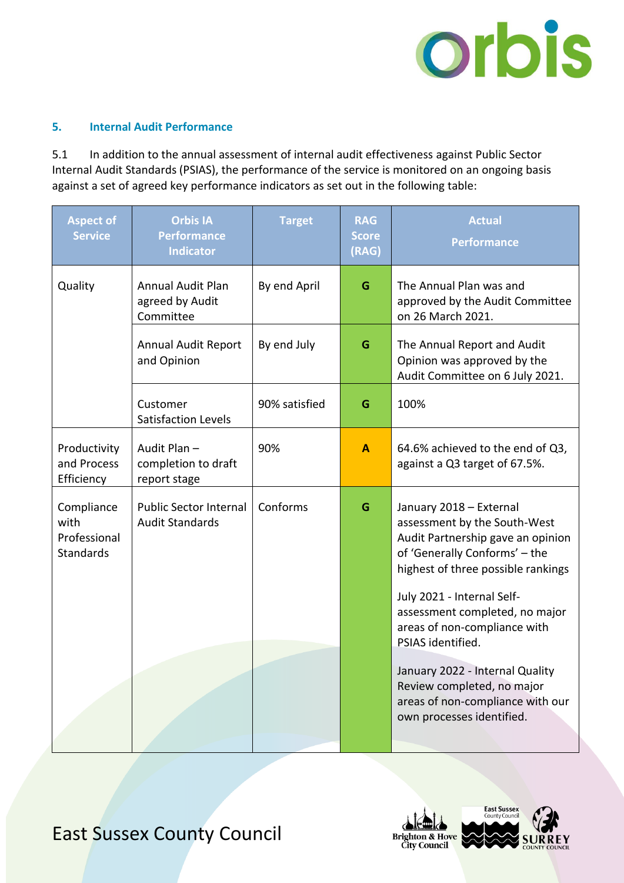## 5. Internal Audit Performance

5.1 In addition to the annual assessment of internal audit effectiveness against Public Sector Internal Audit Standards (PSIAS), the performance of the service is monitored on an ongoing basis against a set of agreed key performance indicators as set out in the following table:

| Aspect of Service | Orbis IA Performance Indicator | Target | RAG Score (RAG) | Actual Performance |
|---|---|---|---|---|
| Quality | Annual Audit Plan agreed by Audit Committee | By end April | G | The Annual Plan was and approved by the Audit Committee on 26 March 2021. |
| | Annual Audit Report and Opinion | By end July | G | The Annual Report and Audit Opinion was approved by the Audit Committee on 6 July 2021. |
| | Customer Satisfaction Levels | 90% satisfied | G | 100% |
| Productivity and Process Efficiency | Audit Plan – completion to draft report stage | 90% | A | 64.6% achieved to the end of Q3, against a Q3 target of 67.5%. |
| Compliance with Professional Standards | Public Sector Internal Audit Standards | Conforms | G | January 2018 – External assessment by the South-West Audit Partnership gave an opinion of 'Generally Conforms' – the highest of three possible rankings<br><br>July 2021 - Internal Self-assessment completed, no major areas of non-compliance with PSIAS identified.<br><br>January 2022 - Internal Quality Review completed, no major areas of non-compliance with our own processes identified. |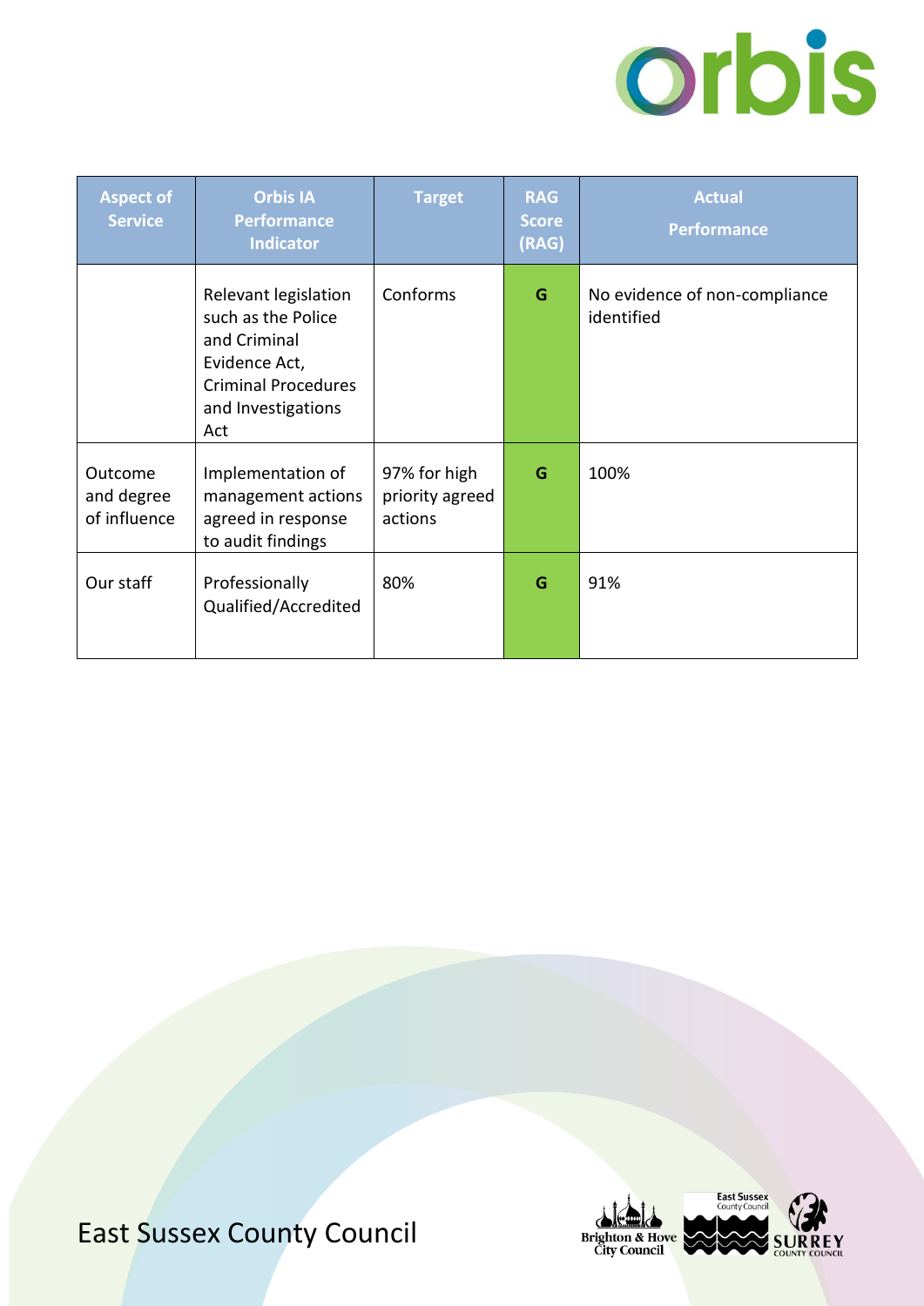| Aspect of Service | Orbis IA Performance Indicator | Target | RAG Score (RAG) | Actual Performance |
|---|---|---|---|---|
| | Relevant legislation such as the Police and Criminal Evidence Act, Criminal Procedures and Investigations Act | Conforms | G | No evidence of non-compliance identified |
| Outcome and degree of influence | Implementation of management actions agreed in response to audit findings | 97% for high priority agreed actions | G | 100% |
| Our staff | Professionally Qualified/Accredited | 80% | G | 91% |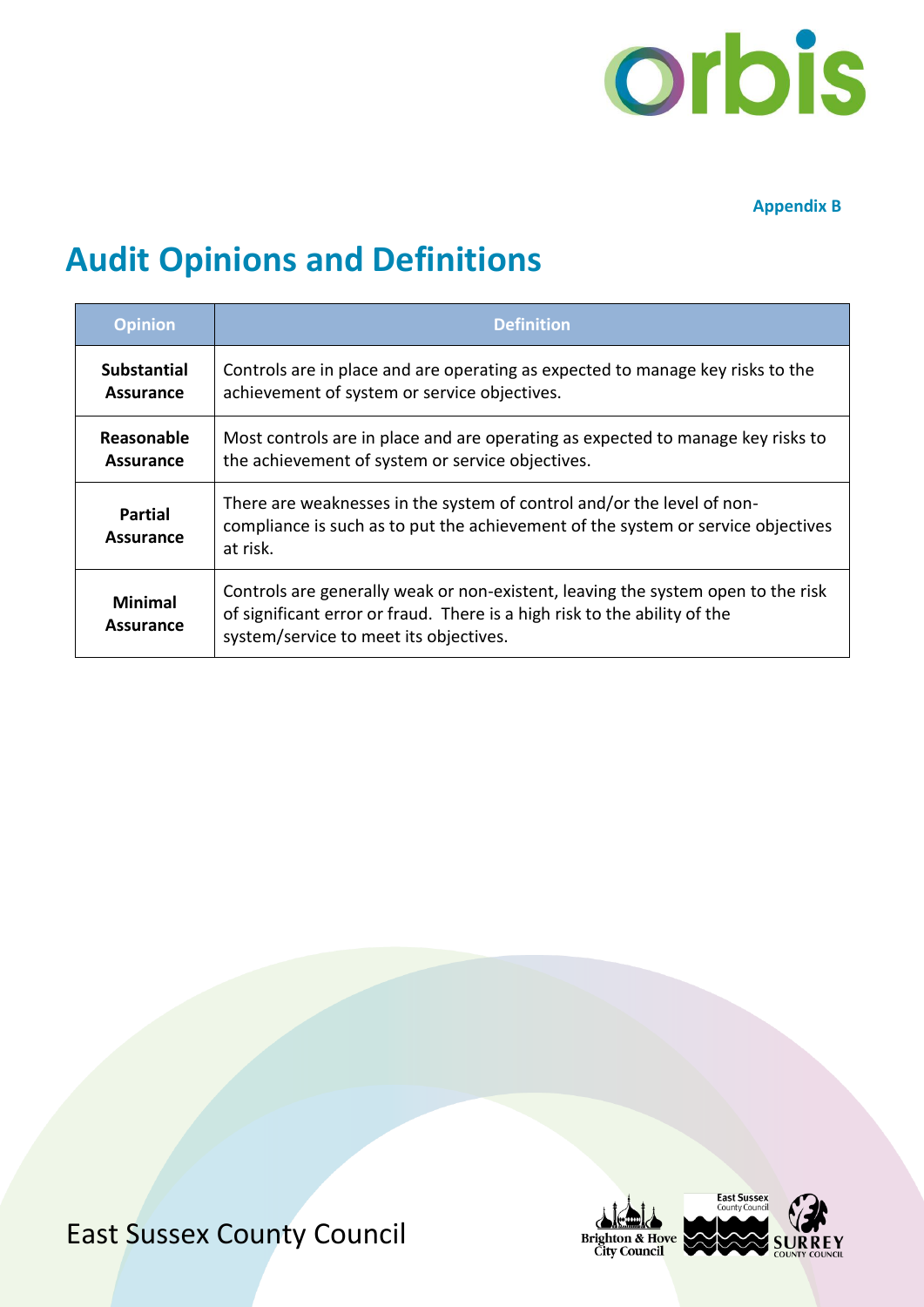Appendix B

# Audit Opinions and Definitions

| Opinion | Definition |
|---|---|
| **Substantial Assurance** | Controls are in place and are operating as expected to manage key risks to the achievement of system or service objectives. |
| **Reasonable Assurance** | Most controls are in place and are operating as expected to manage key risks to the achievement of system or service objectives. |
| **Partial Assurance** | There are weaknesses in the system of control and/or the level of non-compliance is such as to put the achievement of the system or service objectives at risk. |
| **Minimal Assurance** | Controls are generally weak or non-existent, leaving the system open to the risk of significant error or fraud. There is a high risk to the ability of the system/service to meet its objectives. |

East Sussex County Council